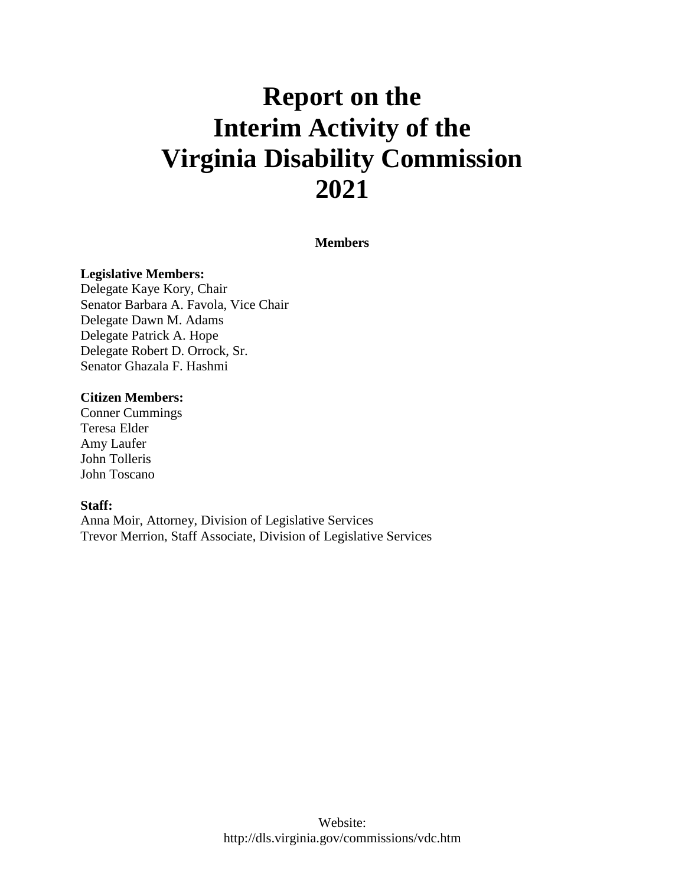# Report on the Interim Activity of the Virginia Disability Commission 2021

**Members**

**Legislative Members:**
Delegate Kaye Kory, Chair
Senator Barbara A. Favola, Vice Chair
Delegate Dawn M. Adams
Delegate Patrick A. Hope
Delegate Robert D. Orrock, Sr.
Senator Ghazala F. Hashmi

**Citizen Members:**
Conner Cummings
Teresa Elder
Amy Laufer
John Tolleris
John Toscano

**Staff:**
Anna Moir, Attorney, Division of Legislative Services
Trevor Merrion, Staff Associate, Division of Legislative Services

Website:
http://dls.virginia.gov/commissions/vdc.htm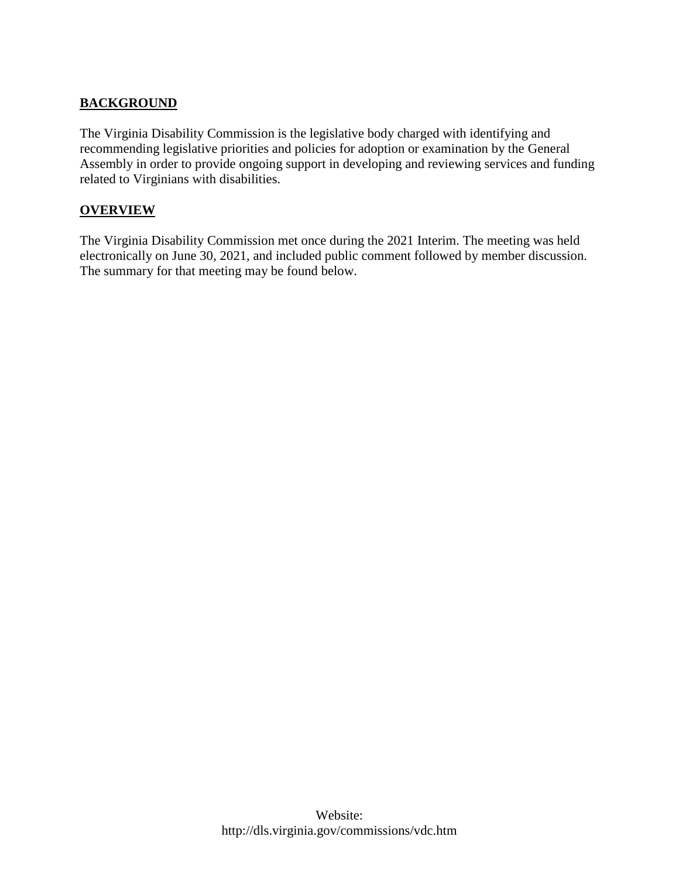## BACKGROUND

The Virginia Disability Commission is the legislative body charged with identifying and recommending legislative priorities and policies for adoption or examination by the General Assembly in order to provide ongoing support in developing and reviewing services and funding related to Virginians with disabilities.

## OVERVIEW

The Virginia Disability Commission met once during the 2021 Interim. The meeting was held electronically on June 30, 2021, and included public comment followed by member discussion. The summary for that meeting may be found below.

Website:
http://dls.virginia.gov/commissions/vdc.htm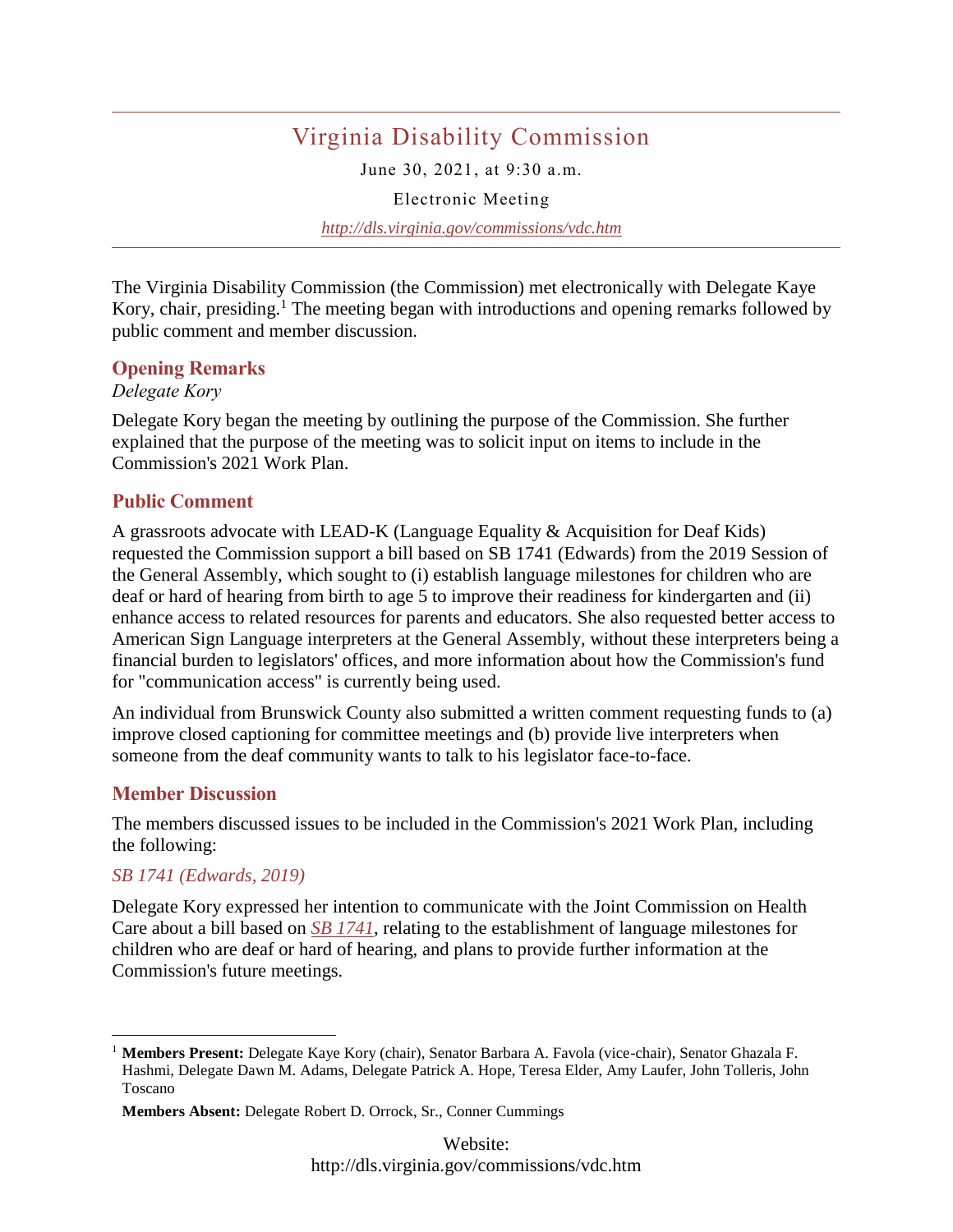# Virginia Disability Commission

June 30, 2021, at 9:30 a.m.

Electronic Meeting

*http://dls.virginia.gov/commissions/vdc.htm*

The Virginia Disability Commission (the Commission) met electronically with Delegate Kaye Kory, chair, presiding.[1] The meeting began with introductions and opening remarks followed by public comment and member discussion.

## Opening Remarks

*Delegate Kory*

Delegate Kory began the meeting by outlining the purpose of the Commission. She further explained that the purpose of the meeting was to solicit input on items to include in the Commission's 2021 Work Plan.

## Public Comment

A grassroots advocate with LEAD-K (Language Equality & Acquisition for Deaf Kids) requested the Commission support a bill based on SB 1741 (Edwards) from the 2019 Session of the General Assembly, which sought to (i) establish language milestones for children who are deaf or hard of hearing from birth to age 5 to improve their readiness for kindergarten and (ii) enhance access to related resources for parents and educators. She also requested better access to American Sign Language interpreters at the General Assembly, without these interpreters being a financial burden to legislators' offices, and more information about how the Commission's fund for "communication access" is currently being used.

An individual from Brunswick County also submitted a written comment requesting funds to (a) improve closed captioning for committee meetings and (b) provide live interpreters when someone from the deaf community wants to talk to his legislator face-to-face.

## Member Discussion

The members discussed issues to be included in the Commission's 2021 Work Plan, including the following:

### *SB 1741 (Edwards, 2019)*

Delegate Kory expressed her intention to communicate with the Joint Commission on Health Care about a bill based on *SB 1741*, relating to the establishment of language milestones for children who are deaf or hard of hearing, and plans to provide further information at the Commission's future meetings.

---

[1] **Members Present:** Delegate Kaye Kory (chair), Senator Barbara A. Favola (vice-chair), Senator Ghazala F. Hashmi, Delegate Dawn M. Adams, Delegate Patrick A. Hope, Teresa Elder, Amy Laufer, John Tolleris, John Toscano

**Members Absent:** Delegate Robert D. Orrock, Sr., Conner Cummings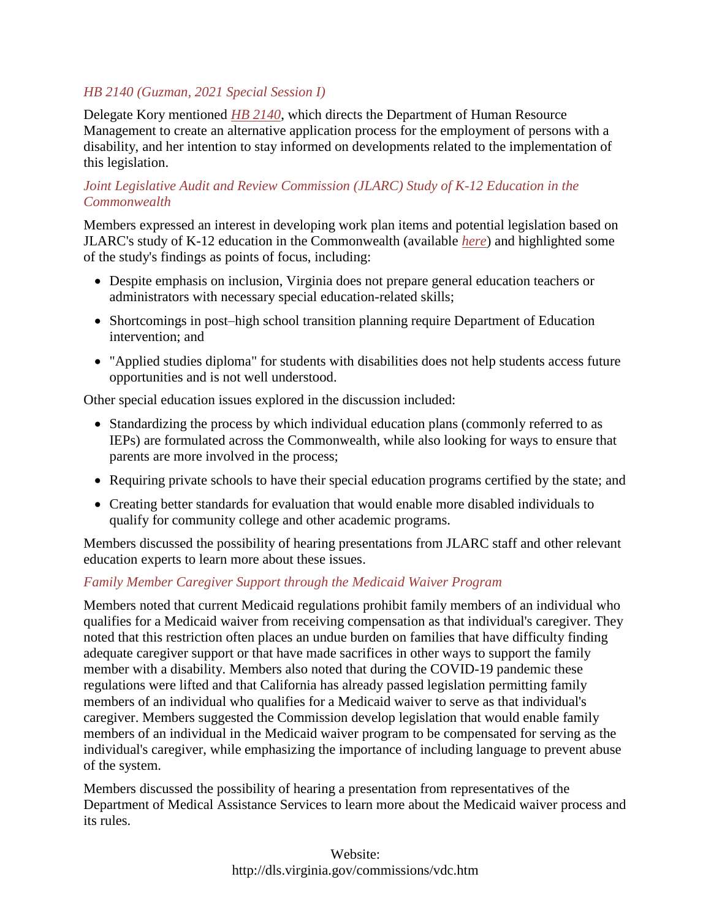### *HB 2140 (Guzman, 2021 Special Session I)*

Delegate Kory mentioned *HB 2140*, which directs the Department of Human Resource Management to create an alternative application process for the employment of persons with a disability, and her intention to stay informed on developments related to the implementation of this legislation.

### *Joint Legislative Audit and Review Commission (JLARC) Study of K-12 Education in the Commonwealth*

Members expressed an interest in developing work plan items and potential legislation based on JLARC's study of K-12 education in the Commonwealth (available *here*) and highlighted some of the study's findings as points of focus, including:

- Despite emphasis on inclusion, Virginia does not prepare general education teachers or administrators with necessary special education-related skills;
- Shortcomings in post–high school transition planning require Department of Education intervention; and
- "Applied studies diploma" for students with disabilities does not help students access future opportunities and is not well understood.

Other special education issues explored in the discussion included:

- Standardizing the process by which individual education plans (commonly referred to as IEPs) are formulated across the Commonwealth, while also looking for ways to ensure that parents are more involved in the process;
- Requiring private schools to have their special education programs certified by the state; and
- Creating better standards for evaluation that would enable more disabled individuals to qualify for community college and other academic programs.

Members discussed the possibility of hearing presentations from JLARC staff and other relevant education experts to learn more about these issues.

### *Family Member Caregiver Support through the Medicaid Waiver Program*

Members noted that current Medicaid regulations prohibit family members of an individual who qualifies for a Medicaid waiver from receiving compensation as that individual's caregiver. They noted that this restriction often places an undue burden on families that have difficulty finding adequate caregiver support or that have made sacrifices in other ways to support the family member with a disability. Members also noted that during the COVID-19 pandemic these regulations were lifted and that California has already passed legislation permitting family members of an individual who qualifies for a Medicaid waiver to serve as that individual's caregiver. Members suggested the Commission develop legislation that would enable family members of an individual in the Medicaid waiver program to be compensated for serving as the individual's caregiver, while emphasizing the importance of including language to prevent abuse of the system.

Members discussed the possibility of hearing a presentation from representatives of the Department of Medical Assistance Services to learn more about the Medicaid waiver process and its rules.

Website:
http://dls.virginia.gov/commissions/vdc.htm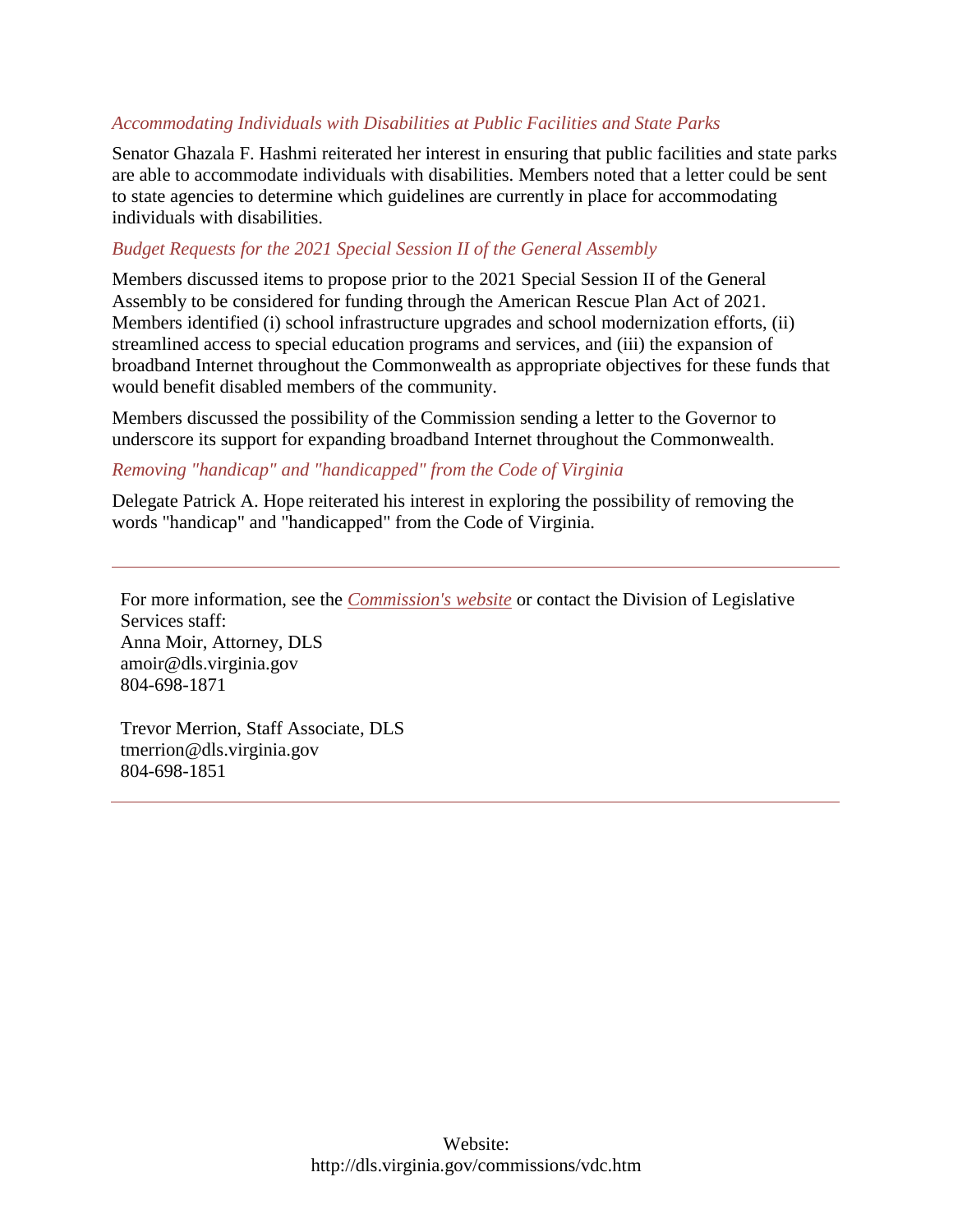*Accommodating Individuals with Disabilities at Public Facilities and State Parks*

Senator Ghazala F. Hashmi reiterated her interest in ensuring that public facilities and state parks are able to accommodate individuals with disabilities. Members noted that a letter could be sent to state agencies to determine which guidelines are currently in place for accommodating individuals with disabilities.

*Budget Requests for the 2021 Special Session II of the General Assembly*

Members discussed items to propose prior to the 2021 Special Session II of the General Assembly to be considered for funding through the American Rescue Plan Act of 2021. Members identified (i) school infrastructure upgrades and school modernization efforts, (ii) streamlined access to special education programs and services, and (iii) the expansion of broadband Internet throughout the Commonwealth as appropriate objectives for these funds that would benefit disabled members of the community.

Members discussed the possibility of the Commission sending a letter to the Governor to underscore its support for expanding broadband Internet throughout the Commonwealth.

*Removing "handicap" and "handicapped" from the Code of Virginia*

Delegate Patrick A. Hope reiterated his interest in exploring the possibility of removing the words "handicap" and "handicapped" from the Code of Virginia.

---

For more information, see the *Commission's website* or contact the Division of Legislative Services staff:
Anna Moir, Attorney, DLS
amoir@dls.virginia.gov
804-698-1871

Trevor Merrion, Staff Associate, DLS
tmerrion@dls.virginia.gov
804-698-1851

---

Website:
http://dls.virginia.gov/commissions/vdc.htm